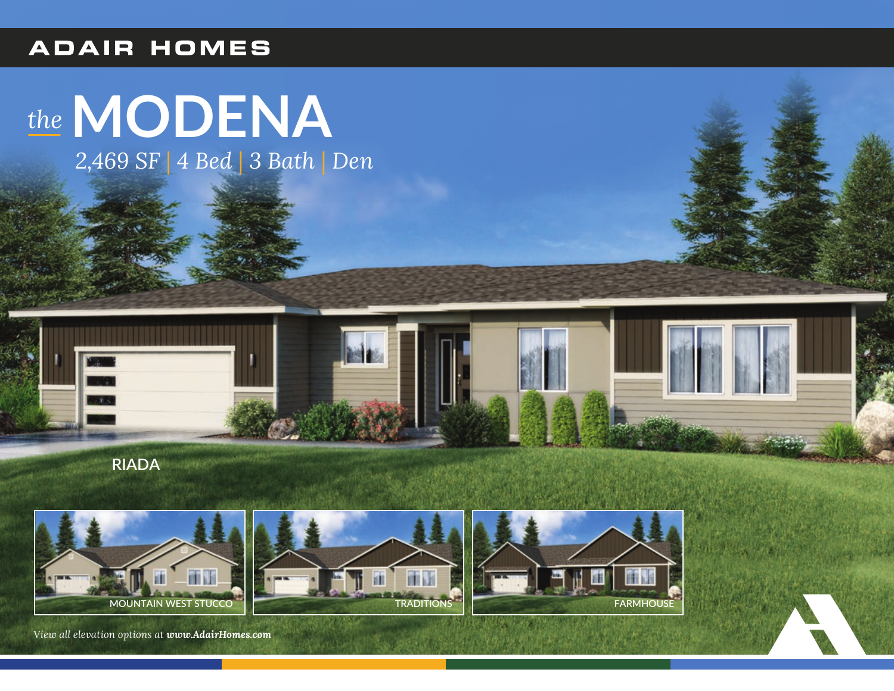ADAIR HOMES

# *the* MODENA

*2,469 SF | 4 Bed | 3 Bath | Den*

RIADA

MOUNTAIN WEST STUCCO

TRADITIONS

FARMHOUSE

*View all elevation options at **www.AdairHomes.com***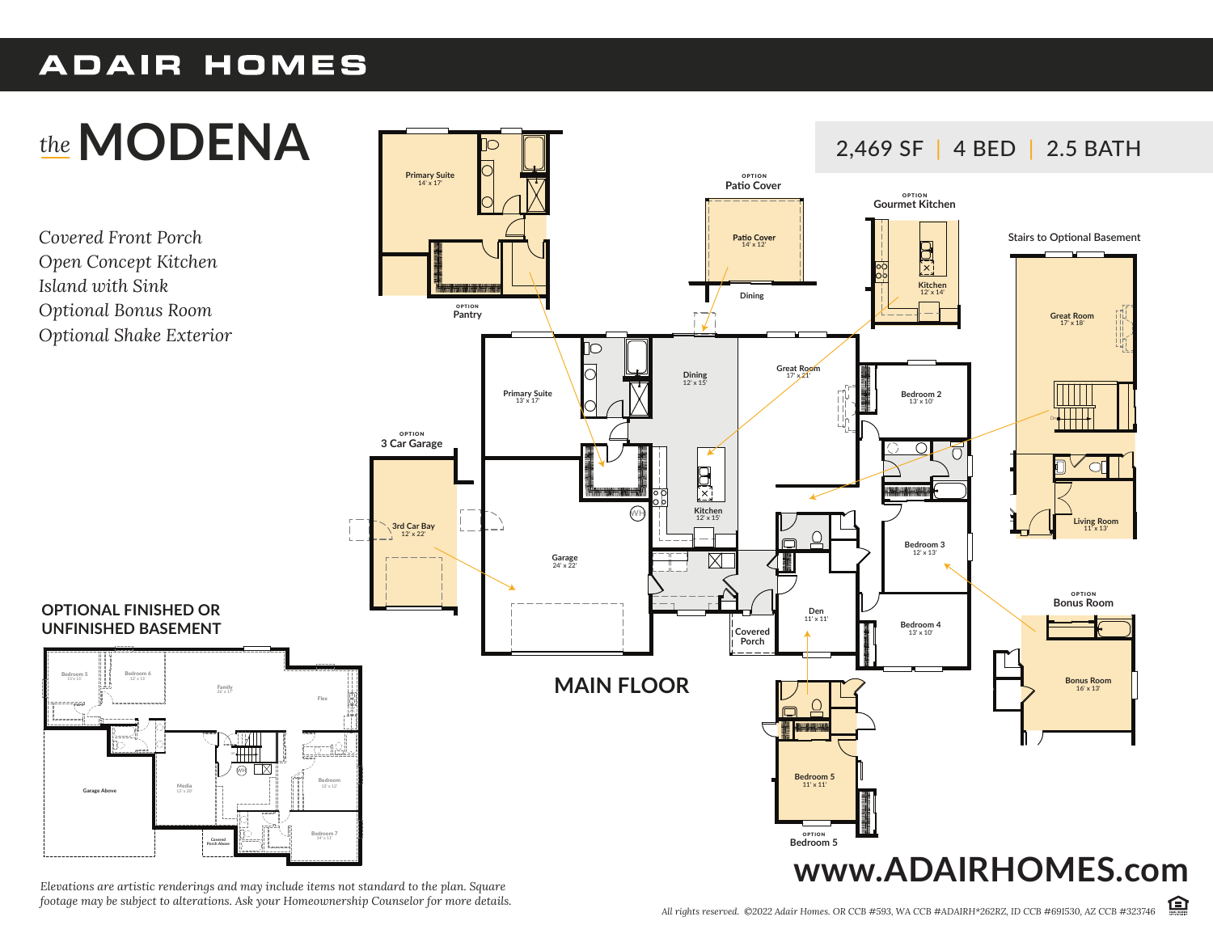# ADAIR HOMES

# *the* MODENA

2,469 SF | 4 BED | 2.5 BATH

*Covered Front Porch*
*Open Concept Kitchen*
*Island with Sink*
*Optional Bonus Room*
*Optional Shake Exterior*

OPTION
Pantry

Primary Suite
14' x 17'

OPTION
Patio Cover

Patio Cover
14' x 12'

Dining

OPTION
Gourmet Kitchen

Kitchen
12' x 14'

Stairs to Optional Basement

Great Room
17' x 18'

Living Room
11' x 13'

OPTION
3 Car Garage

3rd Car Bay
12' x 22'

Primary Suite
13' x 17'

Dining
12' x 15'

Great Room
17' x 21'

Bedroom 2
13' x 10'

Kitchen
12' x 15'

Garage
24' x 22'

Bedroom 3
12' x 13'

Den
11' x 11'

Covered Porch

Bedroom 4
13' x 10'

OPTION
Bonus Room

Bonus Room
16' x 13'

## MAIN FLOOR

Bedroom 5
11' x 11'

OPTION
Bedroom 5

## OPTIONAL FINISHED OR UNFINISHED BASEMENT

Bedroom 5
13' x 11'

Bedroom 6
12' x 11'

Family
26' x 17'

Flex

Garage Above

Media
13' x 20'

Bedroom
12' x 12'

Covered Porch Above

Bedroom 7
14' x 11'

www.ADAIRHOMES.com

*Elevations are artistic renderings and may include items not standard to the plan. Square footage may be subject to alterations. Ask your Homeownership Counselor for more details.*

*All rights reserved. ©2022 Adair Homes. OR CCB #593, WA CCB #ADAIRH*262RZ, ID CCB #691530, AZ CCB #323746*